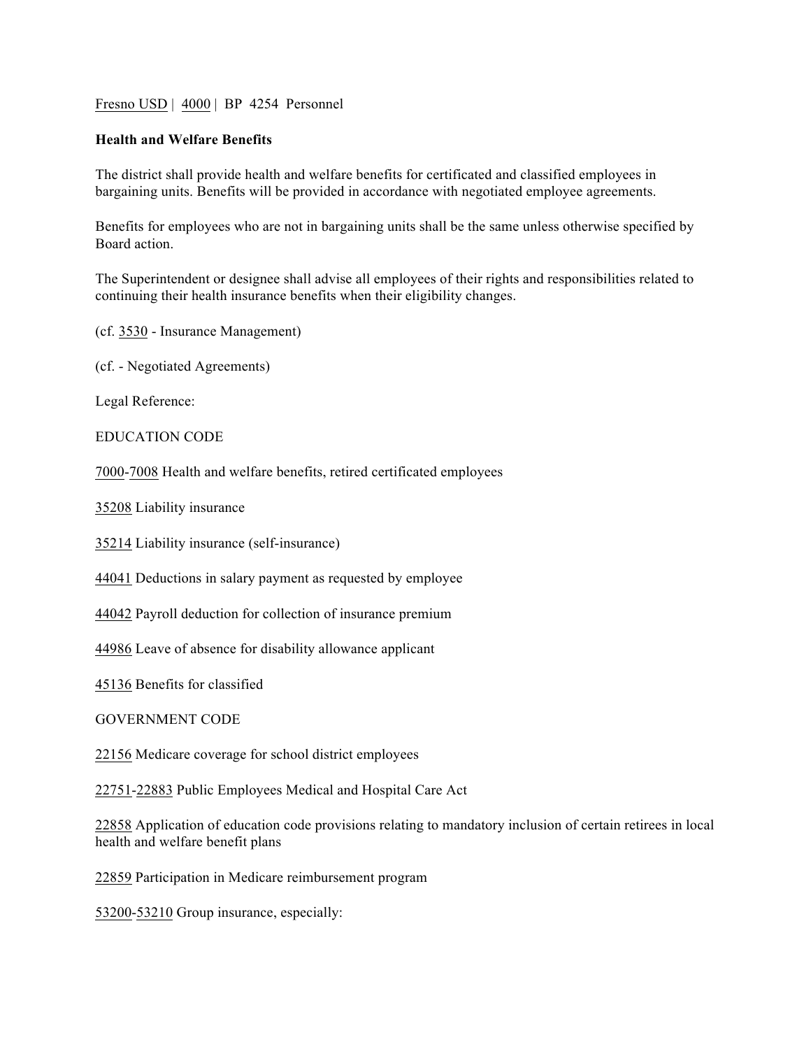Fresno USD | 4000 | BP 4254 Personnel

**Health and Welfare Benefits**

The district shall provide health and welfare benefits for certificated and classified employees in bargaining units. Benefits will be provided in accordance with negotiated employee agreements.

Benefits for employees who are not in bargaining units shall be the same unless otherwise specified by Board action.

The Superintendent or designee shall advise all employees of their rights and responsibilities related to continuing their health insurance benefits when their eligibility changes.

(cf. 3530 - Insurance Management)

(cf. - Negotiated Agreements)

Legal Reference:

EDUCATION CODE

7000-7008 Health and welfare benefits, retired certificated employees

35208 Liability insurance

35214 Liability insurance (self-insurance)

44041 Deductions in salary payment as requested by employee

44042 Payroll deduction for collection of insurance premium

44986 Leave of absence for disability allowance applicant

45136 Benefits for classified

GOVERNMENT CODE

22156 Medicare coverage for school district employees

22751-22883 Public Employees Medical and Hospital Care Act

22858 Application of education code provisions relating to mandatory inclusion of certain retirees in local health and welfare benefit plans

22859 Participation in Medicare reimbursement program

53200-53210 Group insurance, especially: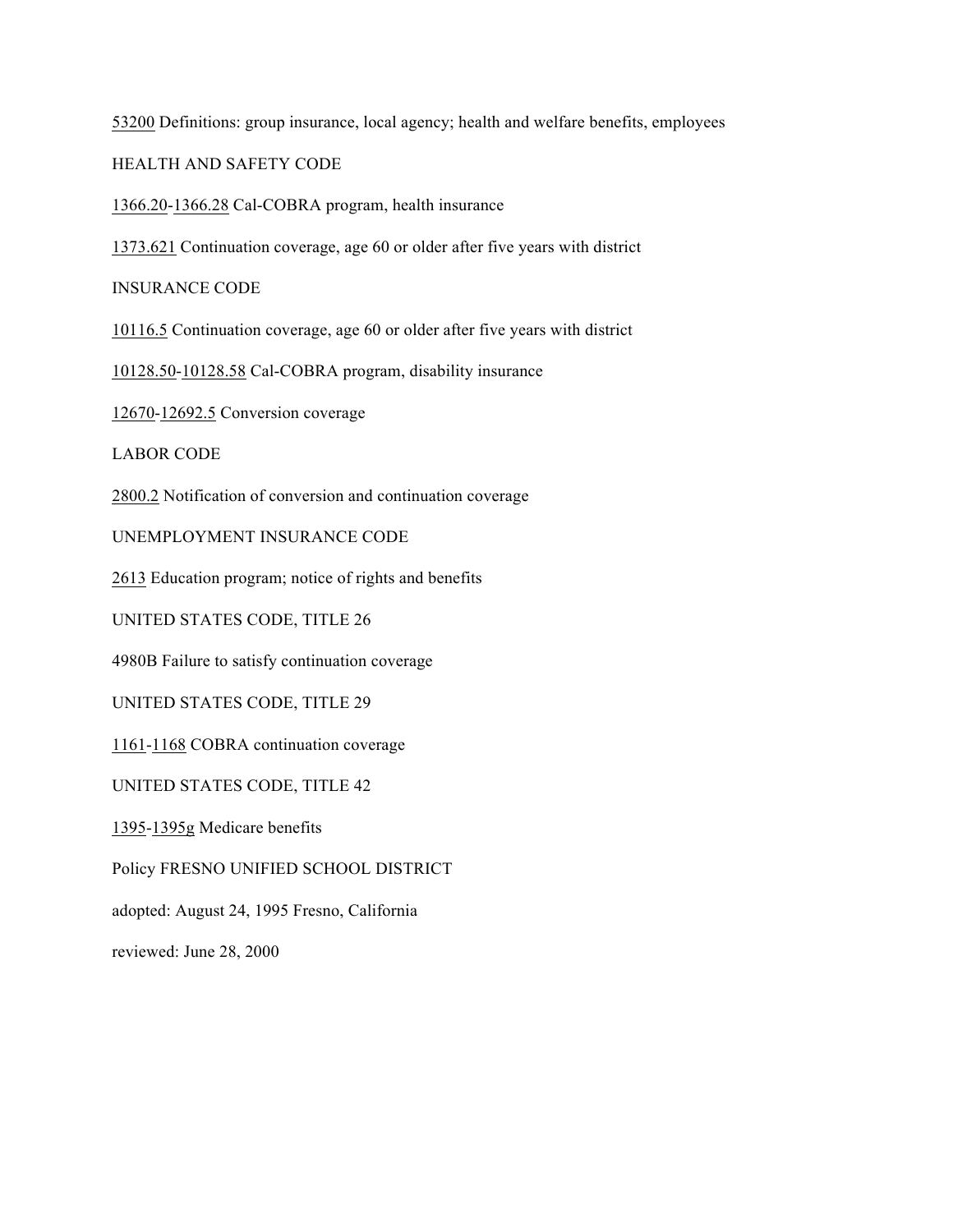53200 Definitions: group insurance, local agency; health and welfare benefits, employees

HEALTH AND SAFETY CODE

1366.20-1366.28 Cal-COBRA program, health insurance

1373.621 Continuation coverage, age 60 or older after five years with district

INSURANCE CODE

10116.5 Continuation coverage, age 60 or older after five years with district

10128.50-10128.58 Cal-COBRA program, disability insurance

12670-12692.5 Conversion coverage

LABOR CODE

2800.2 Notification of conversion and continuation coverage

UNEMPLOYMENT INSURANCE CODE

2613 Education program; notice of rights and benefits

UNITED STATES CODE, TITLE 26

4980B Failure to satisfy continuation coverage

UNITED STATES CODE, TITLE 29

1161-1168 COBRA continuation coverage

UNITED STATES CODE, TITLE 42

1395-1395g Medicare benefits

Policy FRESNO UNIFIED SCHOOL DISTRICT

adopted: August 24, 1995 Fresno, California

reviewed: June 28, 2000